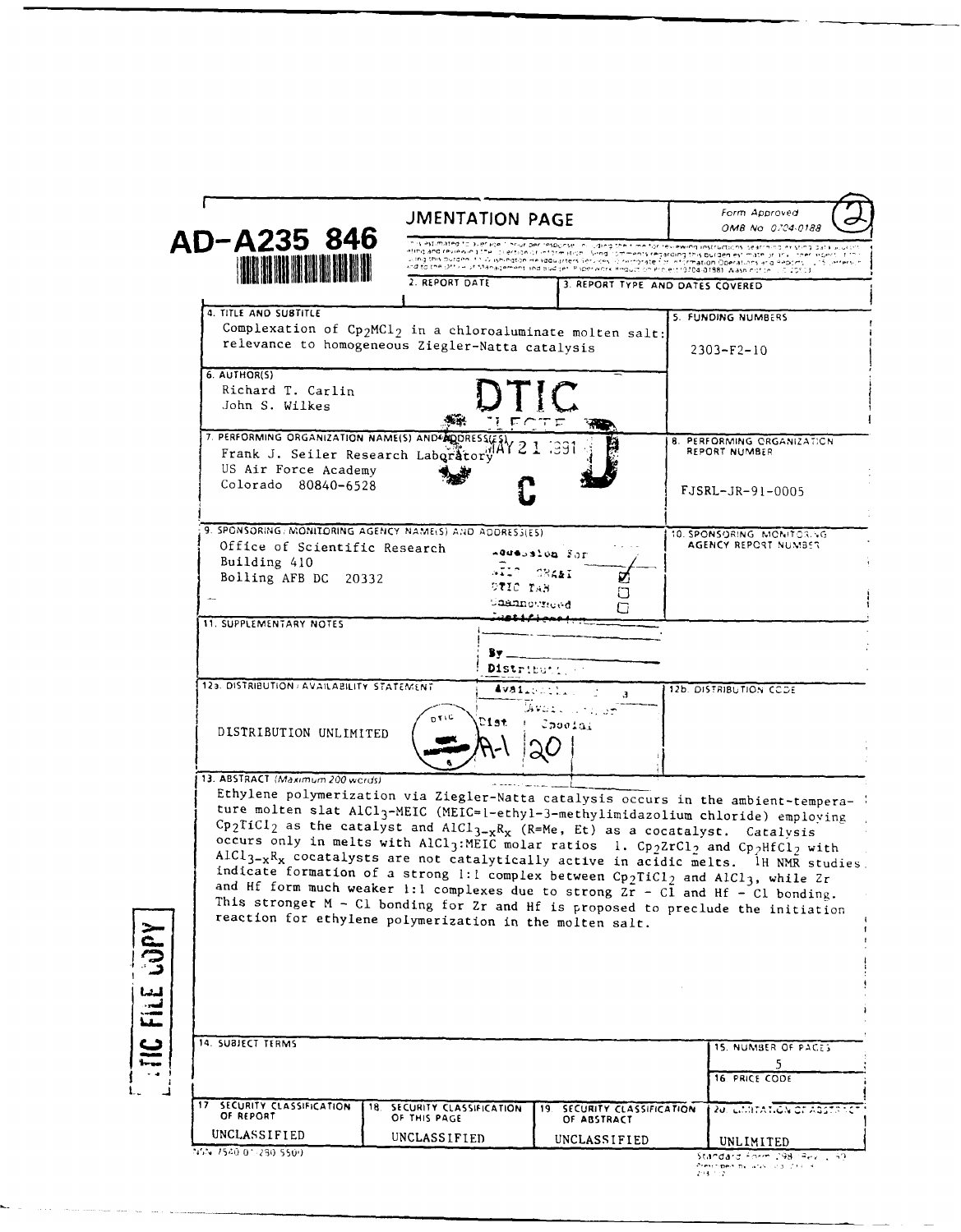# AD-A235 846

## REPORT DOCUMENTATION PAGE

Form Approved OMB No. 0704-0188

2. REPORT DATE

3. REPORT TYPE AND DATES COVERED

**4. TITLE AND SUBTITLE**

Complexation of $Cp_2MCl_2$ in a chloroaluminate molten salt: relevance to homogeneous Ziegler-Natta catalysis

**5. FUNDING NUMBERS**

2303-F2-10

**6. AUTHOR(S)**

Richard T. Carlin
John S. Wilkes

**7. PERFORMING ORGANIZATION NAME(S) AND ADDRESS(ES)**

Frank J. Seiler Research Laboratory
US Air Force Academy
Colorado 80840-6528

**8. PERFORMING ORGANIZATION REPORT NUMBER**

FJSRL-JR-91-0005

**9. SPONSORING/MONITORING AGENCY NAME(S) AND ADDRESS(ES)**

Office of Scientific Research
Building 410
Bolling AFB DC 20332

**10. SPONSORING/MONITORING AGENCY REPORT NUMBER**

**11. SUPPLEMENTARY NOTES**

**12a. DISTRIBUTION/AVAILABILITY STATEMENT**

DISTRIBUTION UNLIMITED

**12b. DISTRIBUTION CODE**

**13. ABSTRACT** *(Maximum 200 words)*

Ethylene polymerization via Ziegler-Natta catalysis occurs in the ambient-temperature molten slat $AlCl_3$-MEIC (MEIC=1-ethyl-3-methylimidazolium chloride) employing $Cp_2TiCl_2$ as the catalyst and $AlCl_{3-x}R_x$ (R=Me, Et) as a cocatalyst. Catalysis occurs only in melts with $AlCl_3$:MEIC molar ratios 1. $Cp_2ZrCl_2$ and $Cp_2HfCl_2$ with $AlCl_{3-x}R_x$ cocatalysts are not catalytically active in acidic melts. 1H NMR studies indicate formation of a strong 1:1 complex between $Cp_2TiCl_2$ and $AlCl_3$, while Zr and Hf form much weaker 1:1 complexes due to strong Zr - Cl and Hf - Cl bonding. This stronger M - Cl bonding for Zr and Hf is proposed to preclude the initiation reaction for ethylene polymerization in the molten salt.

**14. SUBJECT TERMS**

**15. NUMBER OF PAGES**

5

**16. PRICE CODE**

| 17. SECURITY CLASSIFICATION OF REPORT | 18. SECURITY CLASSIFICATION OF THIS PAGE | 19. SECURITY CLASSIFICATION OF ABSTRACT | 20. LIMITATION OF ABSTRACT |
|---|---|---|---|
| UNCLASSIFIED | UNCLASSIFIED | UNCLASSIFIED | UNLIMITED |

NSN 7540-01-280-5500

Standard Form 298 (Rev. 2-89)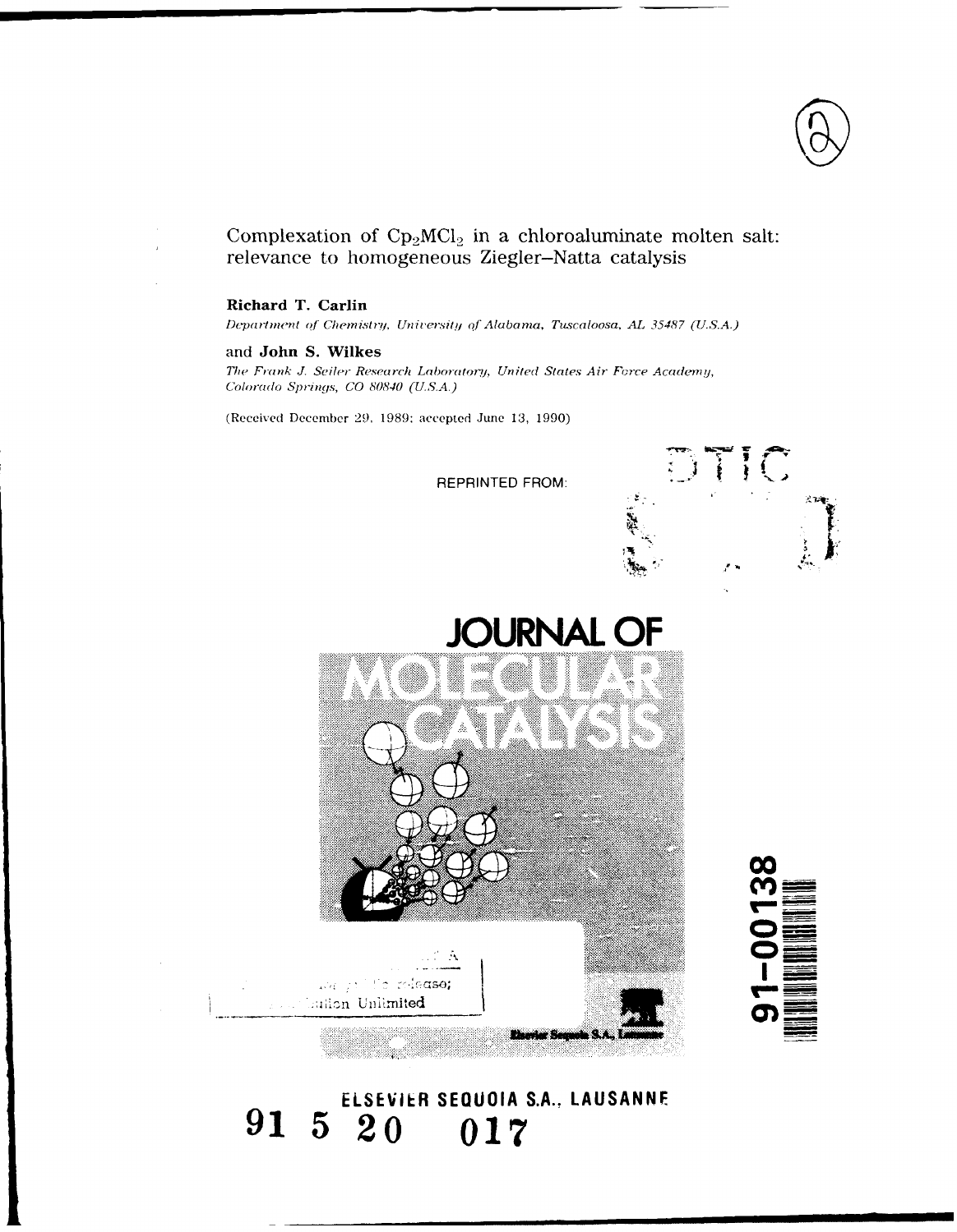Complexation of $Cp_2MCl_2$ in a chloroaluminate molten salt: relevance to homogeneous Ziegler–Natta catalysis

**Richard T. Carlin**

*Department of Chemistry, University of Alabama, Tuscaloosa, AL 35487 (U.S.A.)*

and **John S. Wilkes**

*The Frank J. Seiler Research Laboratory, United States Air Force Academy, Colorado Springs, CO 80840 (U.S.A.)*

(Received December 29, 1989; accepted June 13, 1990)

REPRINTED FROM:

DTIC

JOURNAL OF MOLECULAR CATALYSIS

release; Unlimited

91-00138

ELSEVIER SEQUOIA S.A., LAUSANNE

91 5 20 017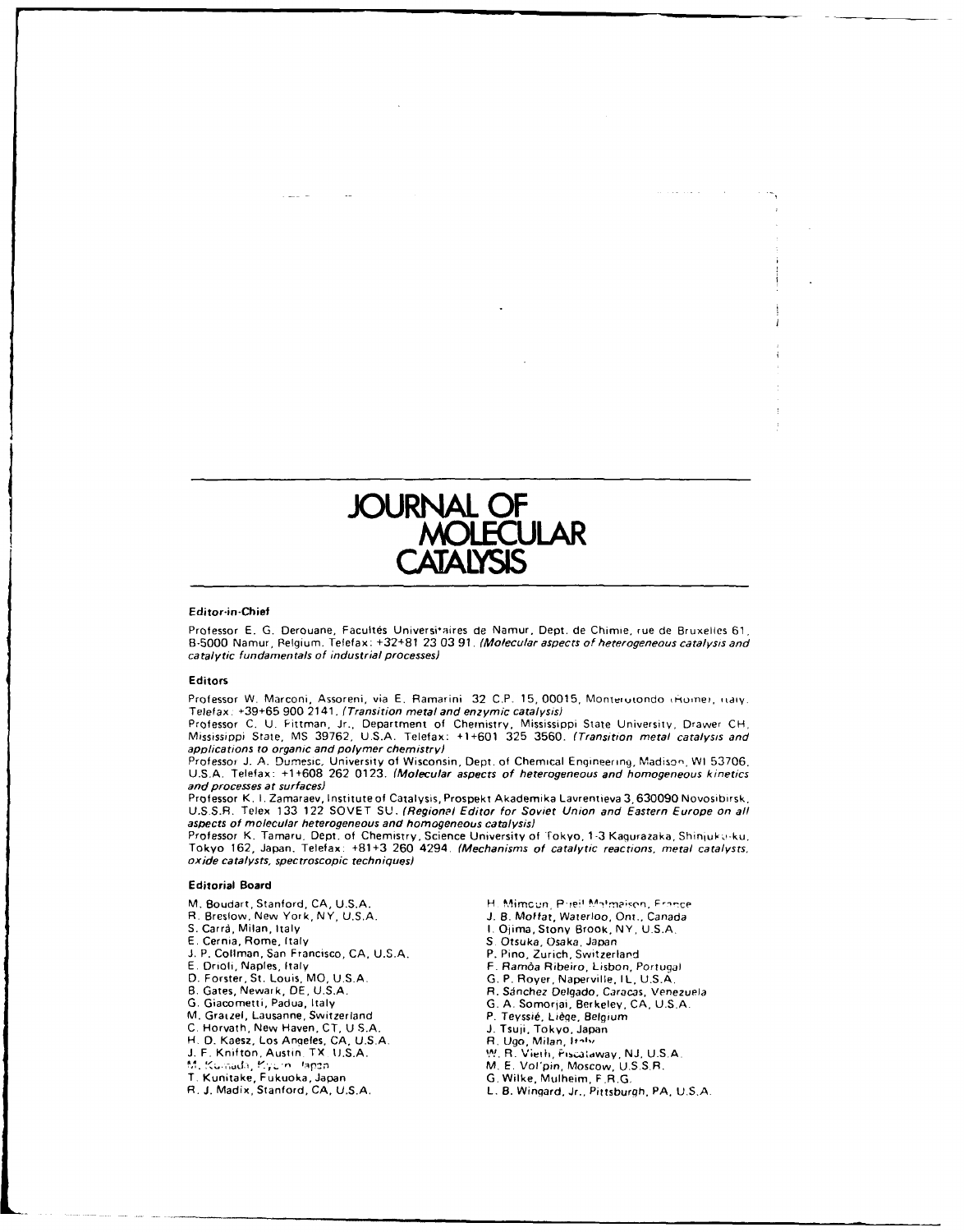# JOURNAL OF MOLECULAR CATALYSIS

### Editor-in-Chief

Professor E. G. Derouane, Facultés Universitaires de Namur, Dept. de Chimie, rue de Bruxelles 61, B-5000 Namur, Belgium. Telefax: +32+81 23 03 91. *(Molecular aspects of heterogeneous catalysis and catalytic fundamentals of industrial processes)*

### Editors

Professor W. Marconi, Assoreni, via E. Ramarini 32 C.P. 15, 00015, Monterotondo (Rome), Italy. Telefax: +39+65 900 2141. *(Transition metal and enzymic catalysis)*

Professor C. U. Pittman, Jr., Department of Chemistry, Mississippi State University, Drawer CH, Mississippi State, MS 39762, U.S.A. Telefax: +1+601 325 3560. *(Transition metal catalysis and applications to organic and polymer chemistry)*

Professor J. A. Dumesic, University of Wisconsin, Dept. of Chemical Engineering, Madison, WI 53706, U.S.A. Telefax: +1+608 262 0123. *(Molecular aspects of heterogeneous and homogeneous kinetics and processes at surfaces)*

Professor K. I. Zamaraev, Institute of Catalysis, Prospekt Akademika Lavrentieva 3, 630090 Novosibirsk, U.S.S.R. Telex 133 122 SOVET SU. *(Regional Editor for Soviet Union and Eastern Europe on all aspects of molecular heterogeneous and homogeneous catalysis)*

Professor K. Tamaru, Dept. of Chemistry, Science University of Tokyo, 1-3 Kagurazaka, Shinjuku-ku, Tokyo 162, Japan. Telefax: +81+3 260 4294. *(Mechanisms of catalytic reactions, metal catalysts, oxide catalysts, spectroscopic techniques)*

### Editorial Board

M. Boudart, Stanford, CA, U.S.A.
R. Breslow, New York, NY, U.S.A.
S. Carrà, Milan, Italy
E. Cernia, Rome, Italy
J. P. Collman, San Francisco, CA, U.S.A.
E. Drioli, Naples, Italy
D. Forster, St. Louis, MO, U.S.A.
B. Gates, Newark, DE, U.S.A.
G. Giacometti, Padua, Italy
M. Gratzel, Lausanne, Switzerland
C. Horvath, New Haven, CT, U.S.A.
H. D. Kaesz, Los Angeles, CA, U.S.A.
J. F. Knifton, Austin, TX, U.S.A.
M. Kumada, Kyoto, Japan
T. Kunitake, Fukuoka, Japan
R. J. Madix, Stanford, CA, U.S.A.
H. Mimoun, Rueil Malmaison, France
J. B. Moffat, Waterloo, Ont., Canada
I. Ojima, Stony Brook, NY, U.S.A.
S. Otsuka, Osaka, Japan
P. Pino, Zurich, Switzerland
F. Ramôa Ribeiro, Lisbon, Portugal
G. P. Royer, Naperville, IL, U.S.A.
R. Sánchez Delgado, Caracas, Venezuela
G. A. Somorjai, Berkeley, CA, U.S.A.
P. Teyssié, Liège, Belgium
J. Tsuji, Tokyo, Japan
R. Ugo, Milan, Italy
W. R. Vieth, Piscataway, NJ, U.S.A.
M. E. Vol'pin, Moscow, U.S.S.R.
G. Wilke, Mulheim, F.R.G.
L. B. Wingard, Jr., Pittsburgh, PA, U.S.A.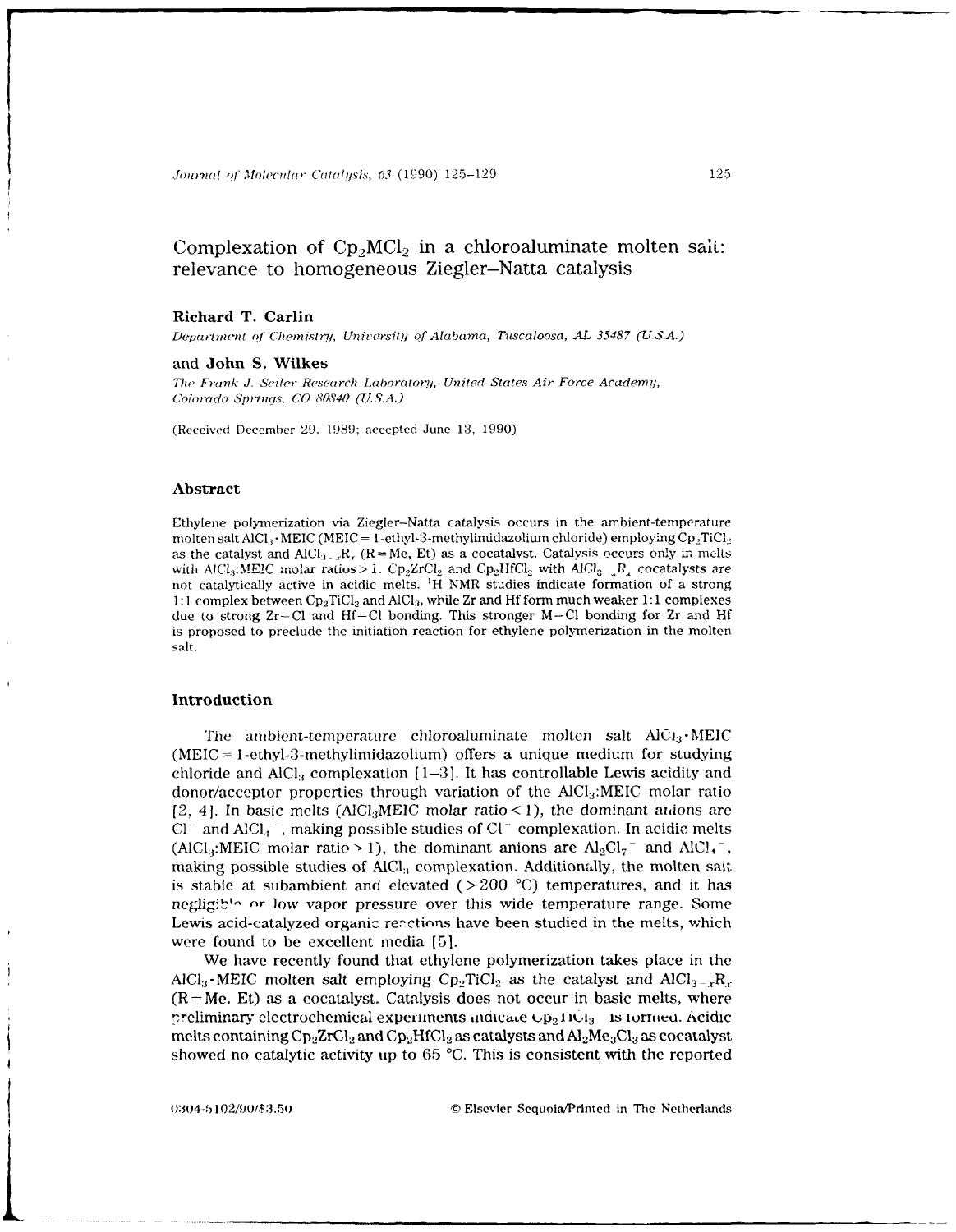# Complexation of $Cp_2MCl_2$ in a chloroaluminate molten salt: relevance to homogeneous Ziegler–Natta catalysis

**Richard T. Carlin**

*Department of Chemistry, University of Alabama, Tuscaloosa, AL 35487 (U.S.A.)*

and **John S. Wilkes**

*The Frank J. Seiler Research Laboratory, United States Air Force Academy, Colorado Springs, CO 80840 (U.S.A.)*

(Received December 29, 1989; accepted June 13, 1990)

## Abstract

Ethylene polymerization via Ziegler–Natta catalysis occurs in the ambient-temperature molten salt $AlCl_3 \cdot MEIC$ (MEIC = 1-ethyl-3-methylimidazolium chloride) employing $Cp_2TiCl_2$ as the catalyst and $AlCl_{3-x}R_x$ (R = Me, Et) as a cocatalyst. Catalysis occurs only in melts with $AlCl_3$:MEIC molar ratios > 1. $Cp_2ZrCl_2$ and $Cp_2HfCl_2$ with $AlCl_{3-x}R_x$ cocatalysts are not catalytically active in acidic melts. $^1H$ NMR studies indicate formation of a strong 1:1 complex between $Cp_2TiCl_2$ and $AlCl_3$, while Zr and Hf form much weaker 1:1 complexes due to strong Zr–Cl and Hf–Cl bonding. This stronger M–Cl bonding for Zr and Hf is proposed to preclude the initiation reaction for ethylene polymerization in the molten salt.

## Introduction

The ambient-temperature chloroaluminate molten salt $AlCl_3 \cdot MEIC$ (MEIC = 1-ethyl-3-methylimidazolium) offers a unique medium for studying chloride and $AlCl_3$ complexation [1–3]. It has controllable Lewis acidity and donor/acceptor properties through variation of the $AlCl_3$:MEIC molar ratio [2, 4]. In basic melts ($AlCl_3$MEIC molar ratio < 1), the dominant anions are $Cl^-$ and $AlCl_4^-$, making possible studies of $Cl^-$ complexation. In acidic melts ($AlCl_3$:MEIC molar ratio > 1), the dominant anions are $Al_2Cl_7^-$ and $AlCl_4^-$, making possible studies of $AlCl_3$ complexation. Additionally, the molten salt is stable at subambient and elevated (> 200 °C) temperatures, and it has negligible or low vapor pressure over this wide temperature range. Some Lewis acid-catalyzed organic reactions have been studied in the melts, which were found to be excellent media [5].

We have recently found that ethylene polymerization takes place in the $AlCl_3 \cdot MEIC$ molten salt employing $Cp_2TiCl_2$ as the catalyst and $AlCl_{3-x}R_x$ (R = Me, Et) as a cocatalyst. Catalysis does not occur in basic melts, where preliminary electrochemical experiments indicate $Cp_2TiCl_3^-$ is formed. Acidic melts containing $Cp_2ZrCl_2$ and $Cp_2HfCl_2$ as catalysts and $Al_2Me_3Cl_3$ as cocatalyst showed no catalytic activity up to 65 °C. This is consistent with the reported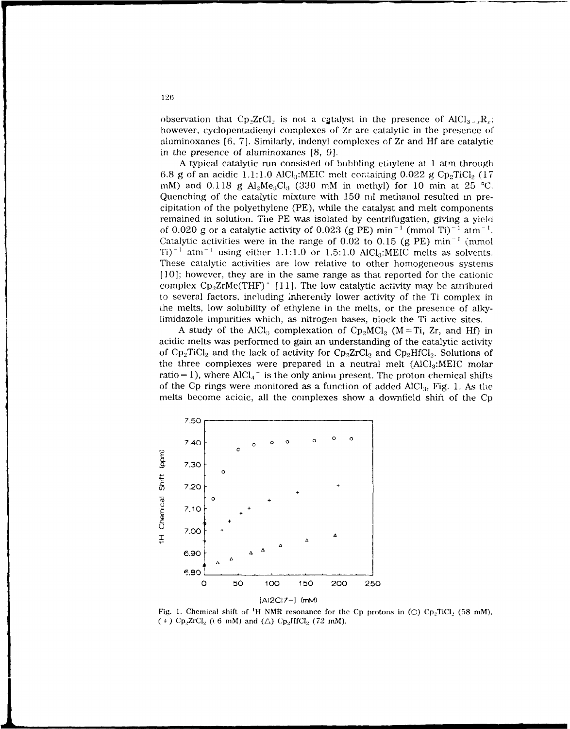observation that $Cp_2ZrCl_2$ is not a catalyst in the presence of $AlCl_{3-x}R_x$; however, cyclopentadienyl complexes of Zr are catalytic in the presence of aluminoxanes [6, 7]. Similarly, indenyl complexes of Zr and Hf are catalytic in the presence of aluminoxanes [8, 9].

A typical catalytic run consisted of bubbling ethylene at 1 atm through 6.8 g of an acidic 1.1:1.0 $AlCl_3$:MEIC melt containing 0.022 g $Cp_2TiCl_2$ (17 mM) and 0.118 g $Al_2Me_3Cl_3$ (330 mM in methyl) for 10 min at 25 °C. Quenching of the catalytic mixture with 150 ml methanol resulted in precipitation of the polyethylene (PE), while the catalyst and melt components remained in solution. The PE was isolated by centrifugation, giving a yield of 0.020 g or a catalytic activity of 0.023 (g PE) $min^{-1}$ (mmol $Ti)^{-1}$ $atm^{-1}$. Catalytic activities were in the range of 0.02 to 0.15 (g PE) $min^{-1}$ (mmol $Ti)^{-1}$ $atm^{-1}$ using either 1.1:1.0 or 1.5:1.0 $AlCl_3$:MEIC melts as solvents. These catalytic activities are low relative to other homogeneous systems [10]; however, they are in the same range as that reported for the cationic complex $Cp_2ZrMe(THF)^+$ [11]. The low catalytic activity may be attributed to several factors, including inherently lower activity of the Ti complex in the melts, low solubility of ethylene in the melts, or the presence of alkylimidazole impurities which, as nitrogen bases, block the Ti active sites.

A study of the $AlCl_3$ complexation of $Cp_2MCl_2$ (M = Ti, Zr, and Hf) in acidic melts was performed to gain an understanding of the catalytic activity of $Cp_2TiCl_2$ and the lack of activity for $Cp_2ZrCl_2$ and $Cp_2HfCl_2$. Solutions of the three complexes were prepared in a neutral melt ($AlCl_3$:MEIC molar ratio = 1), where $AlCl_4^-$ is the only anion present. The proton chemical shifts of the Cp rings were monitored as a function of added $AlCl_3$, Fig. 1. As the melts become acidic, all the complexes show a downfield shift of the Cp

Fig. 1. Chemical shift of $^1H$ NMR resonance for the Cp protons in (○) $Cp_2TiCl_2$ (58 mM), (+) $Cp_2ZrCl_2$ (46 mM) and (△) $Cp_2HfCl_2$ (72 mM).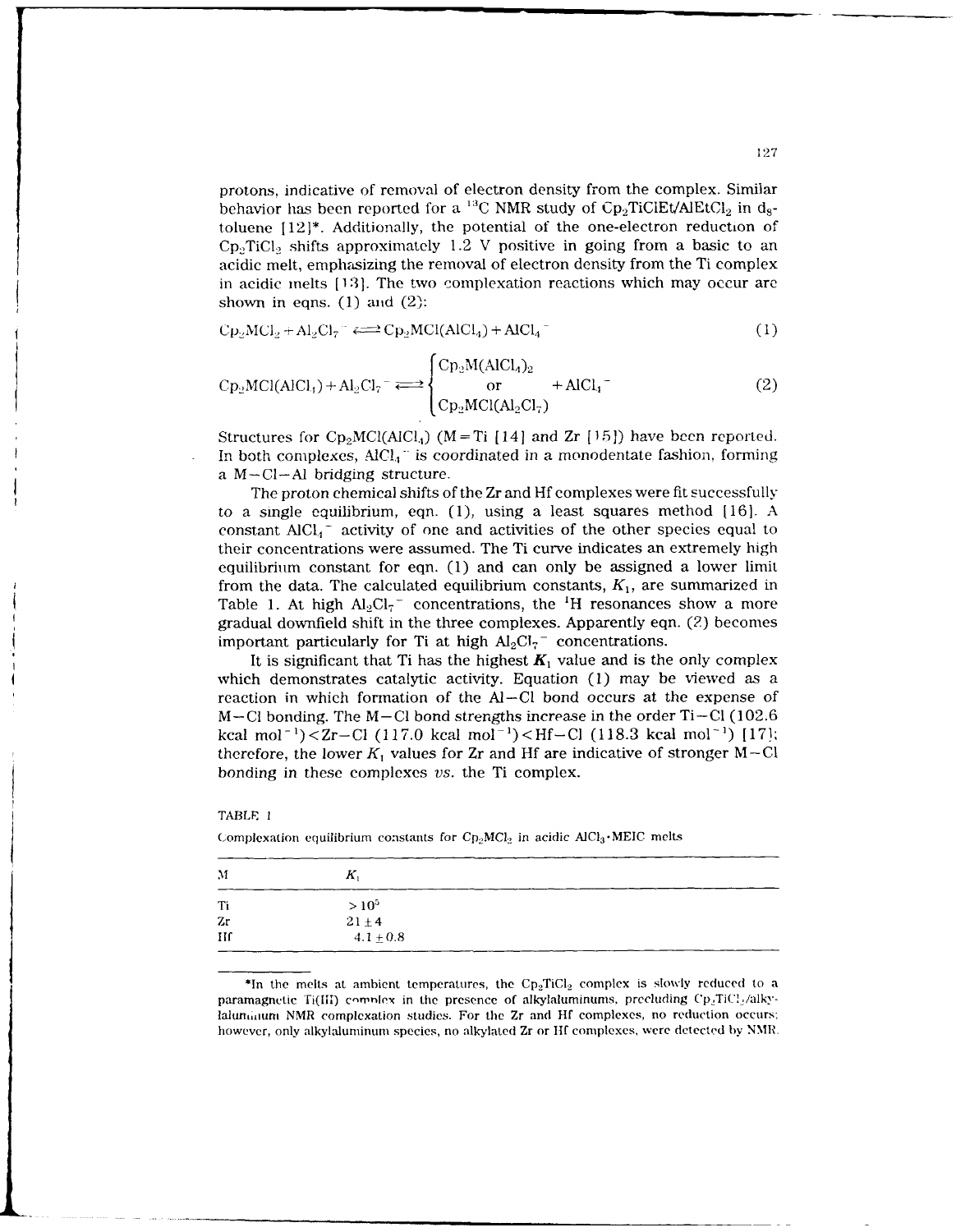protons, indicative of removal of electron density from the complex. Similar behavior has been reported for a $^{13}C$ NMR study of $Cp_2TiClEt/AlEtCl_2$ in $d_8$-toluene [12]*. Additionally, the potential of the one-electron reduction of $Cp_2TiCl_2$ shifts approximately 1.2 V positive in going from a basic to an acidic melt, emphasizing the removal of electron density from the Ti complex in acidic melts [13]. The two complexation reactions which may occur are shown in eqns. (1) and (2):

$$Cp_2MCl_2 + Al_2Cl_7^- \rightleftharpoons Cp_2MCl(AlCl_4) + AlCl_4^- \quad (1)$$

$$Cp_2MCl(AlCl_4) + Al_2Cl_7^- \rightleftharpoons \begin{Bmatrix} Cp_2M(AlCl_4)_2 \\ \text{or} \\ Cp_2MCl(Al_2Cl_7) \end{Bmatrix} + AlCl_4^- \quad (2)$$

Structures for $Cp_2MCl(AlCl_4)$ (M = Ti [14] and Zr [15]) have been reported. In both complexes, $AlCl_4^-$ is coordinated in a monodentate fashion, forming a M–Cl–Al bridging structure.

The proton chemical shifts of the Zr and Hf complexes were fit successfully to a single equilibrium, eqn. (1), using a least squares method [16]. A constant $AlCl_4^-$ activity of one and activities of the other species equal to their concentrations were assumed. The Ti curve indicates an extremely high equilibrium constant for eqn. (1) and can only be assigned a lower limit from the data. The calculated equilibrium constants, $K_1$, are summarized in Table 1. At high $Al_2Cl_7^-$ concentrations, the $^1H$ resonances show a more gradual downfield shift in the three complexes. Apparently eqn. (2) becomes important particularly for Ti at high $Al_2Cl_7^-$ concentrations.

It is significant that Ti has the highest $K_1$ value and is the only complex which demonstrates catalytic activity. Equation (1) may be viewed as a reaction in which formation of the Al–Cl bond occurs at the expense of M–Cl bonding. The M–Cl bond strengths increase in the order Ti–Cl (102.6 kcal $mol^{-1}$) < Zr–Cl (117.0 kcal $mol^{-1}$) < Hf–Cl (118.3 kcal $mol^{-1}$) [17]; therefore, the lower $K_1$ values for Zr and Hf are indicative of stronger M–Cl bonding in these complexes *vs.* the Ti complex.

TABLE 1

Complexation equilibrium constants for $Cp_2MCl_2$ in acidic $AlCl_3 \cdot MEIC$ melts

| M | $K_1$ |
|---|---|
| Ti | $> 10^5$ |
| Zr | $21 \pm 4$ |
| Hf | $4.1 \pm 0.8$ |

*In the melts at ambient temperatures, the $Cp_2TiCl_2$ complex is slowly reduced to a paramagnetic Ti(III) complex in the presence of alkylaluminums, precluding $Cp_2TiCl_2$/alkylaluminum NMR complexation studies. For the Zr and Hf complexes, no reduction occurs; however, only alkylaluminum species, no alkylated Zr or Hf complexes, were detected by NMR.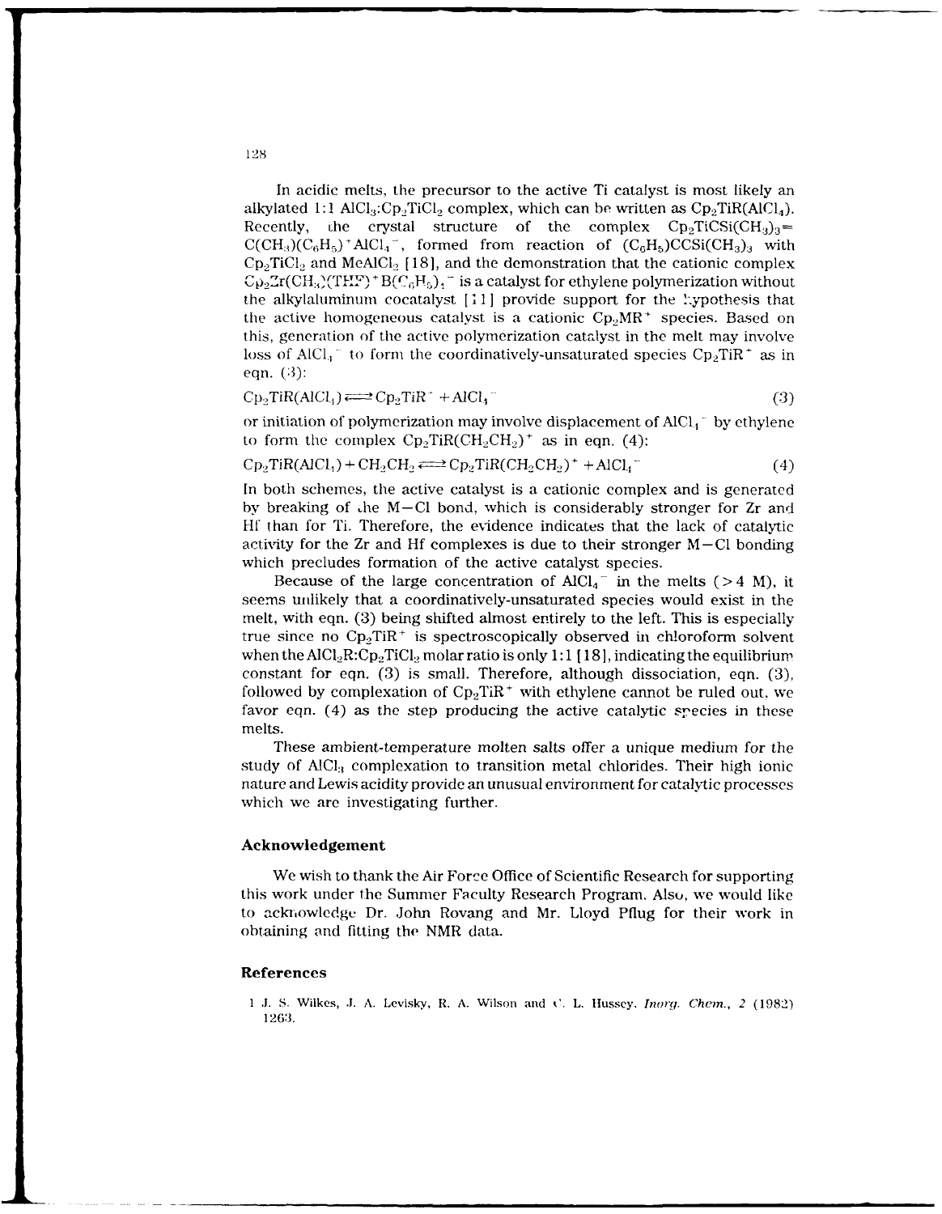In acidic melts, the precursor to the active Ti catalyst is most likely an alkylated 1:1 $AlCl_3$:$Cp_2TiCl_2$ complex, which can be written as $Cp_2TiR(AlCl_4)$. Recently, the crystal structure of the complex $Cp_2TiCSi(CH_3)_3=C(CH_3)(C_6H_5)^+AlCl_4^-$, formed from reaction of $(C_6H_5)CCSi(CH_3)_3$ with $Cp_2TiCl_2$ and $MeAlCl_2$ [18], and the demonstration that the cationic complex $Cp_2Zr(CH_3)(THF)^+B(C_6H_5)_4^-$ is a catalyst for ethylene polymerization without the alkylaluminum cocatalyst [11] provide support for the hypothesis that the active homogeneous catalyst is a cationic $Cp_2MR^+$ species. Based on this, generation of the active polymerization catalyst in the melt may involve loss of $AlCl_4^-$ to form the coordinatively-unsaturated species $Cp_2TiR^+$ as in eqn. (3):

$$Cp_2TiR(AlCl_4) \rightleftharpoons Cp_2TiR^+ + AlCl_4^- \tag{3}$$

or initiation of polymerization may involve displacement of $AlCl_4^-$ by ethylene to form the complex $Cp_2TiR(CH_2CH_2)^+$ as in eqn. (4):

$$Cp_2TiR(AlCl_4) + CH_2CH_2 \rightleftharpoons Cp_2TiR(CH_2CH_2)^+ + AlCl_4^- \tag{4}$$

In both schemes, the active catalyst is a cationic complex and is generated by breaking of the M–Cl bond, which is considerably stronger for Zr and Hf than for Ti. Therefore, the evidence indicates that the lack of catalytic activity for the Zr and Hf complexes is due to their stronger M–Cl bonding which precludes formation of the active catalyst species.

Because of the large concentration of $AlCl_4^-$ in the melts (>4 M), it seems unlikely that a coordinatively-unsaturated species would exist in the melt, with eqn. (3) being shifted almost entirely to the left. This is especially true since no $Cp_2TiR^+$ is spectroscopically observed in chloroform solvent when the $AlCl_2R$:$Cp_2TiCl_2$ molar ratio is only 1:1 [18], indicating the equilibrium constant for eqn. (3) is small. Therefore, although dissociation, eqn. (3), followed by complexation of $Cp_2TiR^+$ with ethylene cannot be ruled out, we favor eqn. (4) as the step producing the active catalytic species in these melts.

These ambient-temperature molten salts offer a unique medium for the study of $AlCl_3$ complexation to transition metal chlorides. Their high ionic nature and Lewis acidity provide an unusual environment for catalytic processes which we are investigating further.

## Acknowledgement

We wish to thank the Air Force Office of Scientific Research for supporting this work under the Summer Faculty Research Program. Also, we would like to acknowledge Dr. John Rovang and Mr. Lloyd Pflug for their work in obtaining and fitting the NMR data.

## References

1 J. S. Wilkes, J. A. Levisky, R. A. Wilson and C. L. Hussey, *Inorg. Chem.*, *2* (1982) 1263.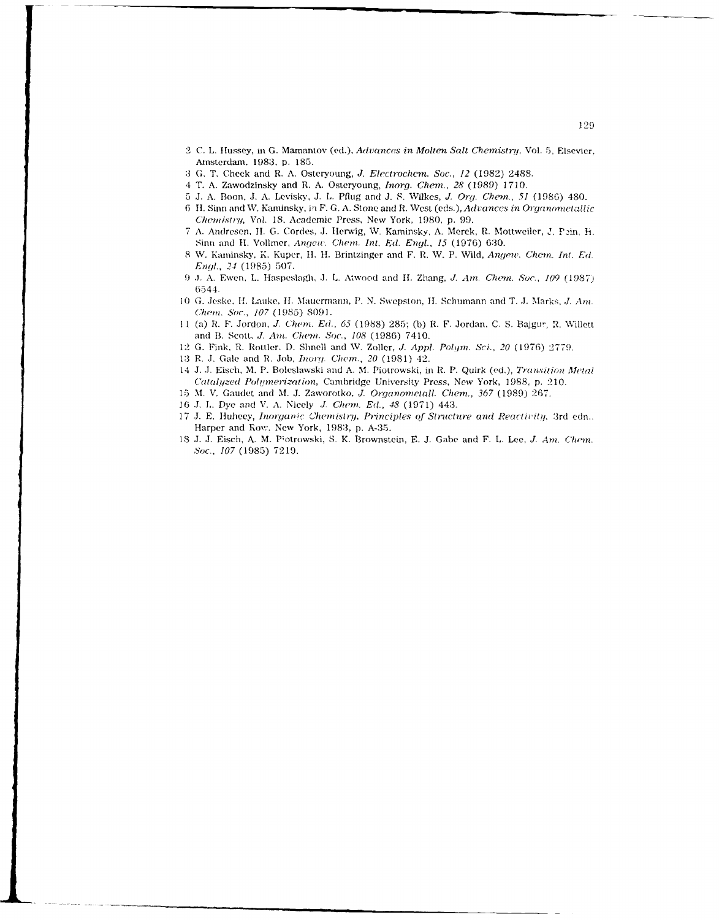2 C. L. Hussey, in G. Mamantov (ed.), *Advances in Molten Salt Chemistry*, Vol. 5, Elsevier, Amsterdam, 1983, p. 185.

3 G. T. Cheek and R. A. Osteryoung, *J. Electrochem. Soc.*, *12* (1982) 2488.

4 T. A. Zawodzinsky and R. A. Osteryoung, *Inorg. Chem.*, *28* (1989) 1710.

5 J. A. Boon, J. A. Levisky, J. L. Pflug and J. S. Wilkes, *J. Org. Chem.*, *51* (1986) 480.

6 H. Sinn and W. Kaminsky, in F. G. A. Stone and R. West (eds.), *Advances in Organometallic Chemistry*, Vol. 18, Academic Press, New York, 1980, p. 99.

7 A. Andresen, H. G. Cordes, J. Herwig, W. Kaminsky, A. Merck, R. Mottweiler, J. Pein, H. Sinn and H. Vollmer, *Angew. Chem. Int. Ed. Engl.*, *15* (1976) 630.

8 W. Kaminsky, K. Kuper, H. H. Brintzinger and F. R. W. P. Wild, *Angew. Chem. Int. Ed. Engl.*, *24* (1985) 507.

9 J. A. Ewen, L. Haspeslagh, J. L. Atwood and H. Zhang, *J. Am. Chem. Soc.*, *109* (1987) 6544.

10 G. Jeske, H. Lauke, H. Mauermann, P. N. Swepston, H. Schumann and T. J. Marks, *J. Am. Chem. Soc.*, *107* (1985) 8091.

11 (a) R. F. Jordon, *J. Chem. Ed.*, *65* (1988) 285; (b) R. F. Jordan, C. S. Bajgur, R. Willett and B. Scott, *J. Am. Chem. Soc.*, *108* (1986) 7410.

12 G. Fink, R. Rottler, D. Shnell and W. Zoller, *J. Appl. Polym. Sci.*, *20* (1976) 2779.

13 R. J. Gale and R. Job, *Inorg. Chem.*, *20* (1981) 42.

14 J. J. Eisch, M. P. Boleslawski and A. M. Piotrowski, in R. P. Quirk (ed.), *Transition Metal Catalyzed Polymerization*, Cambridge University Press, New York, 1988, p. 210.

15 M. V. Gaudet and M. J. Zaworotko, *J. Organometall. Chem.*, *367* (1989) 267.

16 J. L. Dye and V. A. Nicely *J. Chem. Ed.*, *48* (1971) 443.

17 J. E. Huheey, *Inorganic Chemistry, Principles of Structure and Reactivity*, 3rd edn., Harper and Row, New York, 1983, p. A-35.

18 J. J. Eisch, A. M. Piotrowski, S. K. Brownstein, E. J. Gabe and F. L. Lee, *J. Am. Chem. Soc.*, *107* (1985) 7219.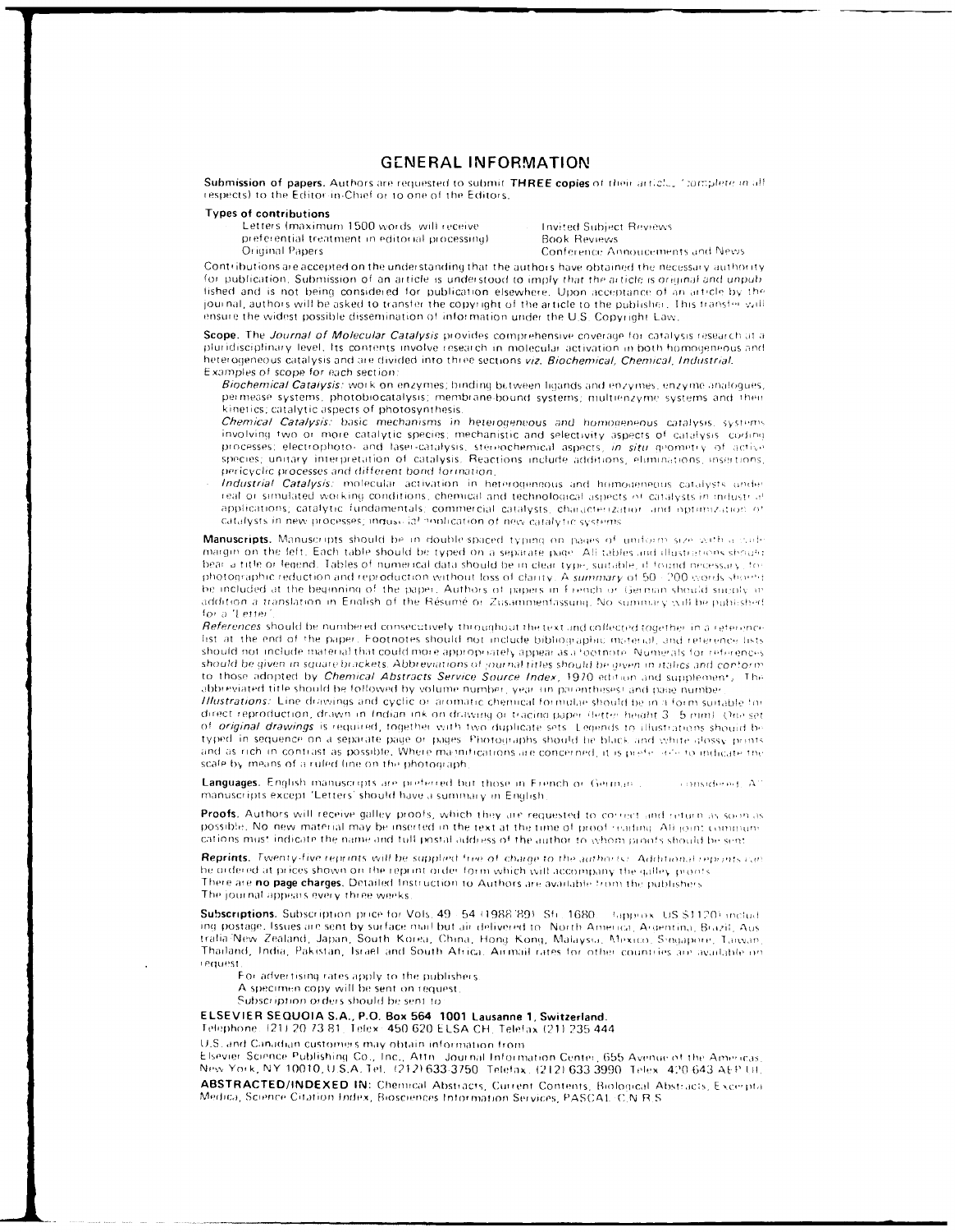# GENERAL INFORMATION

**Submission of papers.** Authors are requested to submit **THREE copies** of their article (complete in all respects) to the Editor-in-Chief or to one of the Editors.

**Types of contributions**

Letters (maximum 1500 words) will receive preferential treatment in editorial processing)
Original Papers
Invited Subject Reviews
Book Reviews
Conference Annoucements and News

Contributions are accepted on the understanding that the authors have obtained the necessary authority for publication. Submission of an article is understood to imply that the article is original and unpublished and is not being considered for publication elsewhere. Upon acceptance of an article by the journal, authors will be asked to transfer the copyright of the article to the publisher. This transfer will ensure the widest possible dissemination of information under the U.S. Copyright Law.

**Scope.** The *Journal of Molecular Catalysis* provides comprehensive coverage for catalysis research at a pluridisciplinary level. Its contents involve research in molecular activation in both homogeneous and heterogeneous catalysis and are divided into three sections *viz. Biochemical, Chemical, Industrial.* Examples of scope for each section:

- *Biochemical Catalysis:* work on enzymes; binding between ligands and enzymes; enzyme analogues; permease systems; photobiocatalysis; membrane-bound systems; multienzyme systems and their kinetics; catalytic aspects of photosynthesis.
- *Chemical Catalysis:* basic mechanisms in heterogeneous and homogeneous catalysis; systems involving two or more catalytic species; mechanistic and selectivity aspects of catalysis; coding processes; electrophoto- and laser-catalysis; stereochemical aspects; *in situ* geometry of active species; unitary interpretation of catalysis. Reactions include additions, eliminations, insertions, pericyclic processes and different bond formation.
- *Industrial Catalysis:* molecular activation in heterogeneous and homogeneous catalysts under real or simulated working conditions; chemical and technological aspects of catalysts in industrial applications; catalytic fundamentals; commercial catalysts, characterization and optimization of catalysts in new processes; industrial application of new catalytic systems.

**Manuscripts.** Manuscripts should be in double-spaced typing on pages of uniform size with a wide margin on the left. Each table should be typed on a separate page. All tables and illustrations should bear a title or legend. Tables of numerical data should be in clear type, suitable, if found necessary, for photographic reduction and reproduction without loss of clarity. A *summary* of 50 - 200 words should be included at the beginning of the paper. Authors of papers in French or German should supply in addition a translation in English of the Résumé or Zusammenfassung. No summary will be published for a 'Letter'.

*References* should be numbered consecutively throughout the text and collected together in a reference list at the end of the paper. Footnotes should not include bibliographic material, and reference lists should not include material that could more appropriately appear as a footnote. *Numerals for references should be given in square brackets. Abbreviations of journal titles should be given in italics and conform* to those adopted by *Chemical Abstracts Service Source Index*, 1970 edition and supplements. The abbreviated title should be followed by volume number, year (in parentheses) and page number.

*Illustrations:* Line drawings and cyclic or aromatic chemical formulae should be in a form suitable for direct reproduction, drawn in Indian ink on drawing or tracing paper (letter height 3 - 5 mm). One set of *original drawings* is required, together with two duplicate sets. Legends to illustrations should be typed in sequence on a separate page or pages. Photographs should be black and white glossy prints and as rich in contrast as possible. Where magnifications are concerned, it is preferable to indicate the scale by means of a ruled line on the photograph.

**Languages.** English manuscripts are preferred but those in French or German ... considered. All manuscripts except 'Letters' should have a summary in English.

**Proofs.** Authors will receive galley proofs, which they are requested to correct and return as soon as possible. No new material may be inserted in the text at the time of proof reading. All joint communications must indicate the name and full postal address of the author to whom proofs should be sent.

**Reprints.** *Twenty-five reprints will be supplied free of charge to the author(s).* Additional reprints can be ordered at prices shown on the reprint order form which will accompany the galley proofs.
There are **no page charges.** Detailed Instruction to Authors are available from the publishers.
The journal appears every three weeks.

**Subscriptions.** Subscription price for Vols. 49 - 54 (1988/89): Sfr. 1680 - (approx. US $1120) including postage. Issues are sent by surface mail but air delivered to: North America, Argentina, Brazil, Australia/New Zealand, Japan, South Korea, China, Hong Kong, Malaysia, Mexico, Singapore, Taiwan, Thailand, India, Pakistan, Israel and South Africa. Airmail rates for other countries are available on request.

For advertising rates apply to the publishers.
A specimen copy will be sent on request.
Subscription orders should be sent to:

**ELSEVIER SEQUOIA S.A., P.O. Box 564, 1001 Lausanne 1, Switzerland.**
Telephone: (21) 20 73 81. Telex: 450 620 ELSA CH. Telefax (21) 235 444

U.S. and Canadian customers may obtain information from:
Elsevier Science Publishing Co., Inc., Attn.: Journal Information Center, 655 Avenue of the Americas, New York, NY 10010, U.S.A. Tel.: (212) 633 3750. Telefax: (212) 633 3990. Telex: 420 643 AEP UI.

**ABSTRACTED/INDEXED IN:** Chemical Abstracts, Current Contents, Biological Abstracts, Excerpta Medica, Science Citation Index, Biosciences Information Services, PASCAL C.N.R.S.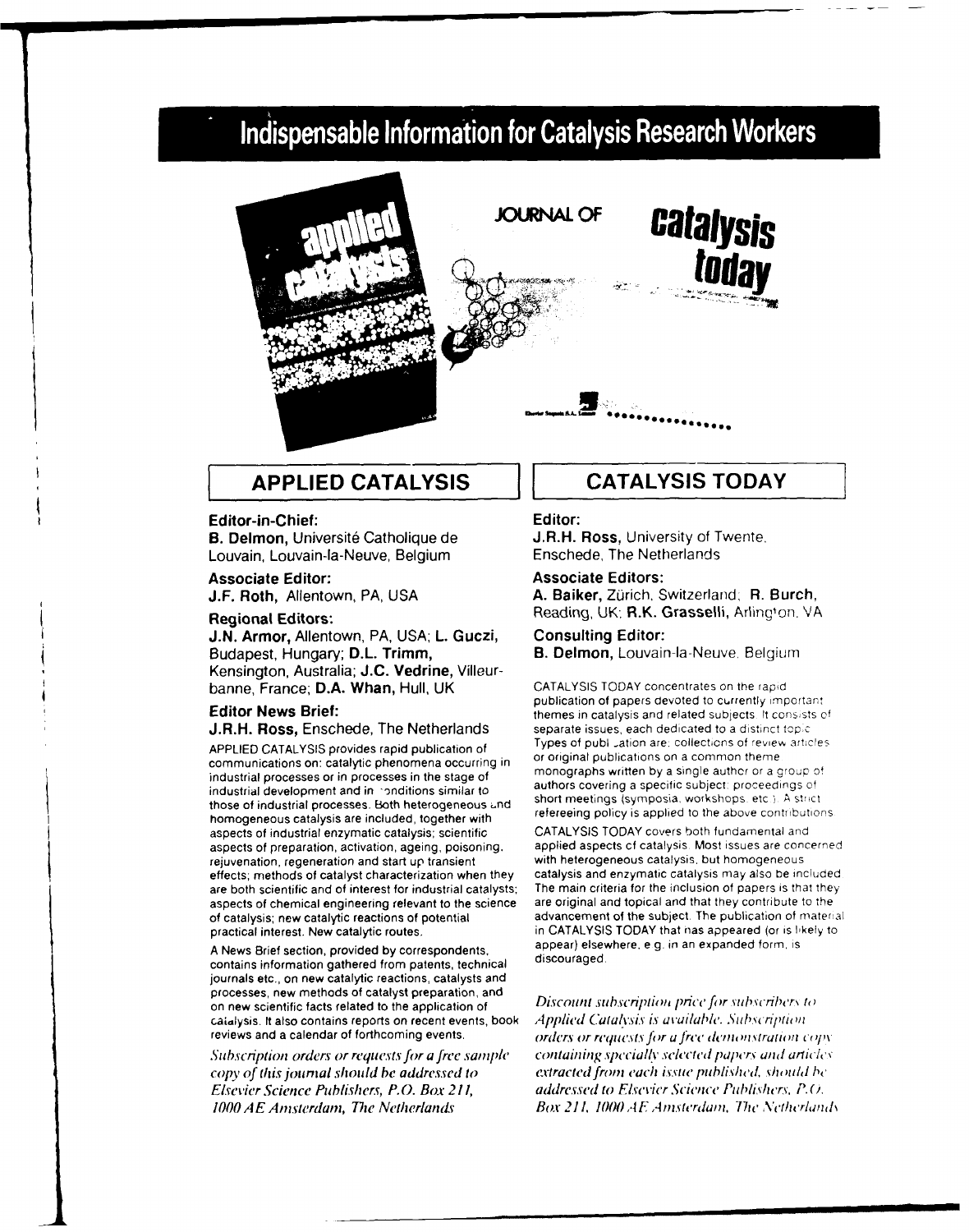# Indispensable Information for Catalysis Research Workers

## APPLIED CATALYSIS

**Editor-in-Chief:**
**B. Delmon,** Université Catholique de Louvain, Louvain-la-Neuve, Belgium

**Associate Editor:**
**J.F. Roth,** Allentown, PA, USA

**Regional Editors:**
**J.N. Armor,** Allentown, PA, USA; **L. Guczi,** Budapest, Hungary; **D.L. Trimm,** Kensington, Australia; **J.C. Vedrine,** Villeurbanne, France; **D.A. Whan,** Hull, UK

**Editor News Brief:**
**J.R.H. Ross,** Enschede, The Netherlands

APPLIED CATALYSIS provides rapid publication of communications on: catalytic phenomena occurring in industrial processes or in processes in the stage of industrial development and in conditions similar to those of industrial processes. Both heterogeneous and homogeneous catalysis are included, together with aspects of industrial enzymatic catalysis; scientific aspects of preparation, activation, ageing, poisoning, rejuvenation, regeneration and start up transient effects; methods of catalyst characterization when they are both scientific and of interest for industrial catalysts; aspects of chemical engineering relevant to the science of catalysis; new catalytic reactions of potential practical interest. New catalytic routes.

A News Brief section, provided by correspondents, contains information gathered from patents, technical journals etc., on new catalytic reactions, catalysts and processes, new methods of catalyst preparation, and on new scientific facts related to the application of catalysis. It also contains reports on recent events, book reviews and a calendar of forthcoming events.

*Subscription orders or requests for a free sample copy of this journal should be addressed to Elsevier Science Publishers, P.O. Box 211, 1000 AE Amsterdam, The Netherlands*

## CATALYSIS TODAY

**Editor:**
**J.R.H. Ross,** University of Twente, Enschede, The Netherlands

**Associate Editors:**
**A. Baiker,** Zürich, Switzerland; **R. Burch,** Reading, UK; **R.K. Grasselli,** Arlington, VA

**Consulting Editor:**
**B. Delmon,** Louvain-la-Neuve, Belgium

CATALYSIS TODAY concentrates on the rapid publication of papers devoted to currently important themes in catalysis and related subjects. It consists of separate issues, each dedicated to a distinct topic. Types of publication are: collections of review articles or original publications on a common theme; monographs written by a single author or a group of authors covering a specific subject; proceedings of short meetings (symposia, workshops, etc.). A strict refereeing policy is applied to the above contributions.

CATALYSIS TODAY covers both fundamental and applied aspects of catalysis. Most issues are concerned with heterogeneous catalysis, but homogeneous catalysis and enzymatic catalysis may also be included. The main criteria for the inclusion of papers is that they are original and topical and that they contribute to the advancement of the subject. The publication of material in CATALYSIS TODAY that has appeared (or is likely to appear) elsewhere, e.g. in an expanded form, is discouraged.

*Discount subscription price for subscribers to Applied Catalysis is available. Subscription orders or requests for a free demonstration copy containing specially selected papers and articles extracted from each issue published, should be addressed to Elsevier Science Publishers, P.O. Box 211, 1000 AE Amsterdam, The Netherlands*